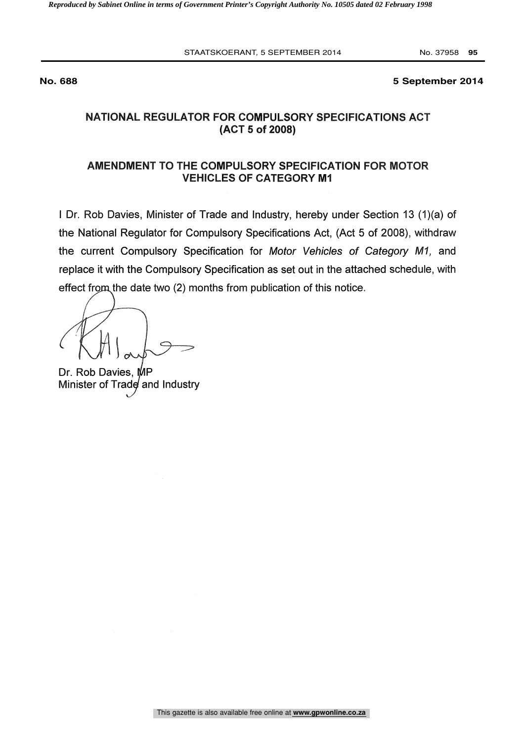**No. 688** **5 September 2014**

## NATIONAL REGULATOR FOR COMPULSORY SPECIFICATIONS ACT (ACT 5 of 2008)

## AMENDMENT TO THE COMPULSORY SPECIFICATION FOR MOTOR VEHICLES OF CATEGORY M1

I Dr. Rob Davies, Minister of Trade and Industry, hereby under Section 13 (1)(a) of the National Regulator for Compulsory Specifications Act, (Act 5 of 2008), withdraw the current Compulsory Specification for *Motor Vehicles of Category M1,* and replace it with the Compulsory Specification as set out in the attached schedule, with effect from the date two (2) months from publication of this notice.

Dr. Rob Davies, MP
Minister of Trade and Industry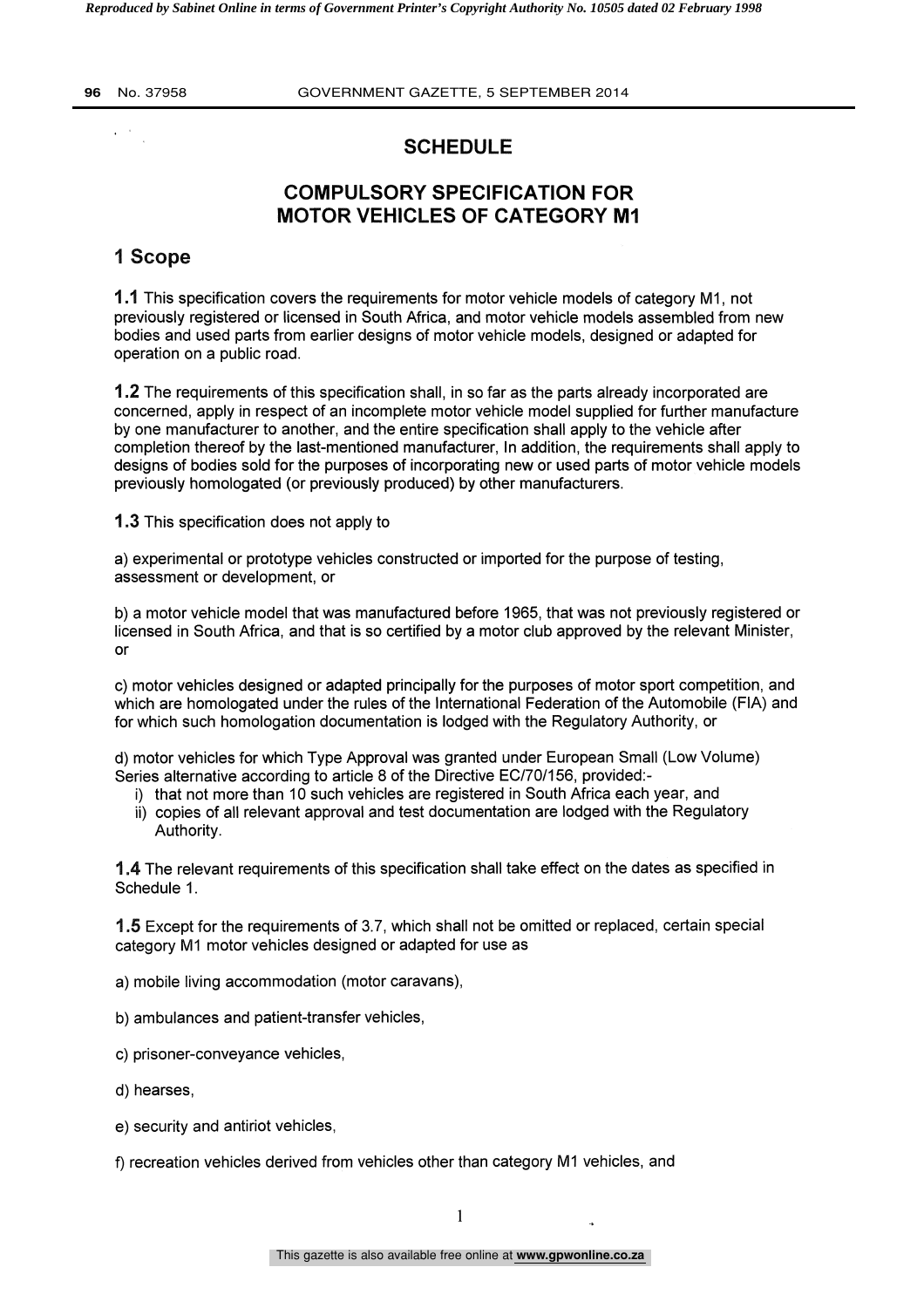# SCHEDULE

## COMPULSORY SPECIFICATION FOR MOTOR VEHICLES OF CATEGORY M1

## 1 Scope

**1.1** This specification covers the requirements for motor vehicle models of category M1, not previously registered or licensed in South Africa, and motor vehicle models assembled from new bodies and used parts from earlier designs of motor vehicle models, designed or adapted for operation on a public road.

**1.2** The requirements of this specification shall, in so far as the parts already incorporated are concerned, apply in respect of an incomplete motor vehicle model supplied for further manufacture by one manufacturer to another, and the entire specification shall apply to the vehicle after completion thereof by the last-mentioned manufacturer, In addition, the requirements shall apply to designs of bodies sold for the purposes of incorporating new or used parts of motor vehicle models previously homologated (or previously produced) by other manufacturers.

**1.3** This specification does not apply to

a) experimental or prototype vehicles constructed or imported for the purpose of testing, assessment or development, or

b) a motor vehicle model that was manufactured before 1965, that was not previously registered or licensed in South Africa, and that is so certified by a motor club approved by the relevant Minister, or

c) motor vehicles designed or adapted principally for the purposes of motor sport competition, and which are homologated under the rules of the International Federation of the Automobile (FIA) and for which such homologation documentation is lodged with the Regulatory Authority, or

d) motor vehicles for which Type Approval was granted under European Small (Low Volume) Series alternative according to article 8 of the Directive EC/70/156, provided:-

i) that not more than 10 such vehicles are registered in South Africa each year, and
ii) copies of all relevant approval and test documentation are lodged with the Regulatory Authority.

**1.4** The relevant requirements of this specification shall take effect on the dates as specified in Schedule 1.

**1.5** Except for the requirements of 3.7, which shall not be omitted or replaced, certain special category M1 motor vehicles designed or adapted for use as

a) mobile living accommodation (motor caravans),

b) ambulances and patient-transfer vehicles,

c) prisoner-conveyance vehicles,

d) hearses,

e) security and antiriot vehicles,

f) recreation vehicles derived from vehicles other than category M1 vehicles, and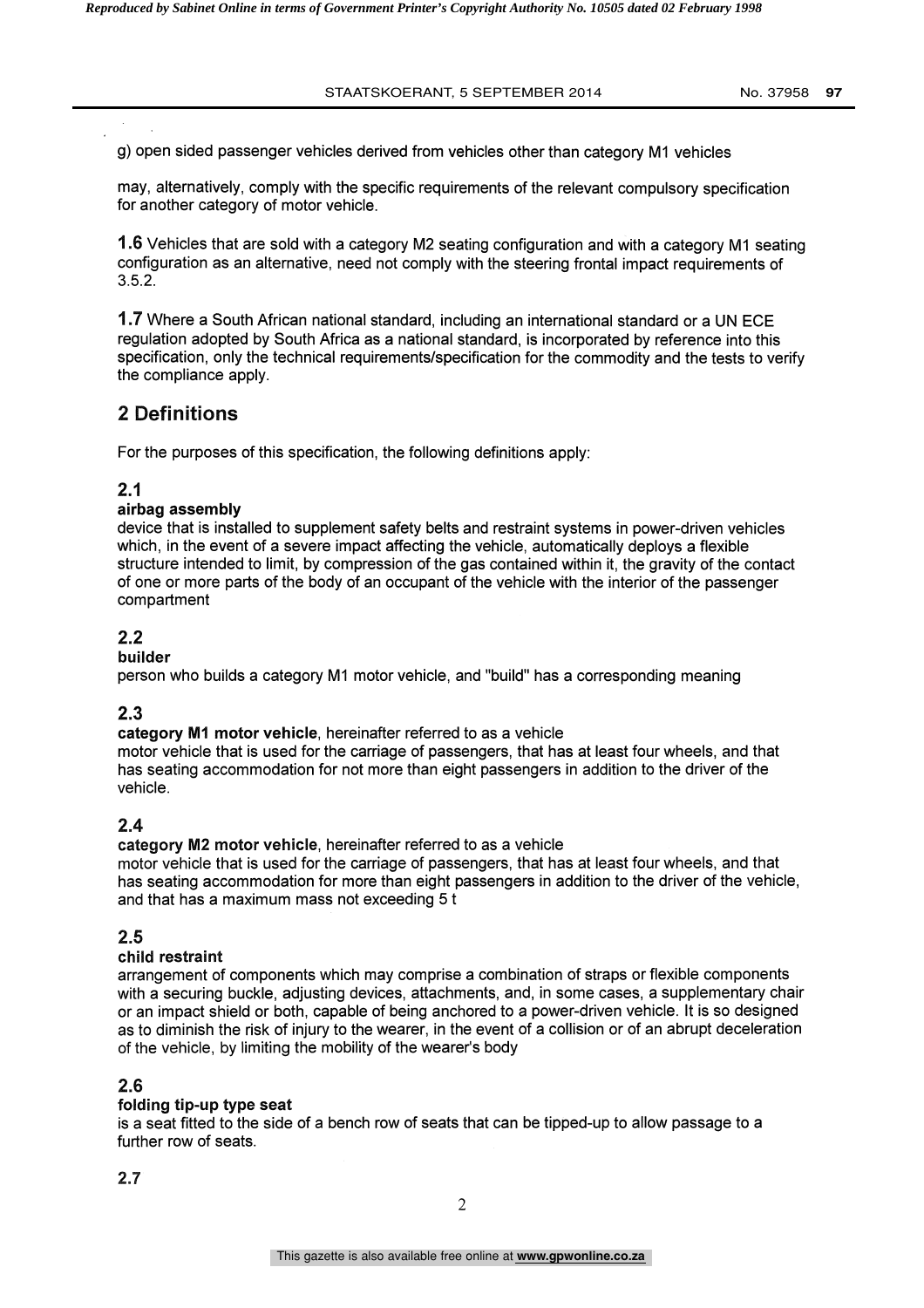g) open sided passenger vehicles derived from vehicles other than category M1 vehicles

may, alternatively, comply with the specific requirements of the relevant compulsory specification for another category of motor vehicle.

**1.6** Vehicles that are sold with a category M2 seating configuration and with a category M1 seating configuration as an alternative, need not comply with the steering frontal impact requirements of 3.5.2.

**1.7** Where a South African national standard, including an international standard or a UN ECE regulation adopted by South Africa as a national standard, is incorporated by reference into this specification, only the technical requirements/specification for the commodity and the tests to verify the compliance apply.

## 2 Definitions

For the purposes of this specification, the following definitions apply:

### 2.1

**airbag assembly**
device that is installed to supplement safety belts and restraint systems in power-driven vehicles which, in the event of a severe impact affecting the vehicle, automatically deploys a flexible structure intended to limit, by compression of the gas contained within it, the gravity of the contact of one or more parts of the body of an occupant of the vehicle with the interior of the passenger compartment

### 2.2

**builder**
person who builds a category M1 motor vehicle, and "build" has a corresponding meaning

### 2.3

**category M1 motor vehicle**, hereinafter referred to as a vehicle
motor vehicle that is used for the carriage of passengers, that has at least four wheels, and that has seating accommodation for not more than eight passengers in addition to the driver of the vehicle.

### 2.4

**category M2 motor vehicle**, hereinafter referred to as a vehicle
motor vehicle that is used for the carriage of passengers, that has at least four wheels, and that has seating accommodation for more than eight passengers in addition to the driver of the vehicle, and that has a maximum mass not exceeding 5 t

### 2.5

**child restraint**
arrangement of components which may comprise a combination of straps or flexible components with a securing buckle, adjusting devices, attachments, and, in some cases, a supplementary chair or an impact shield or both, capable of being anchored to a power-driven vehicle. It is so designed as to diminish the risk of injury to the wearer, in the event of a collision or of an abrupt deceleration of the vehicle, by limiting the mobility of the wearer's body

### 2.6

**folding tip-up type seat**
is a seat fitted to the side of a bench row of seats that can be tipped-up to allow passage to a further row of seats.

### 2.7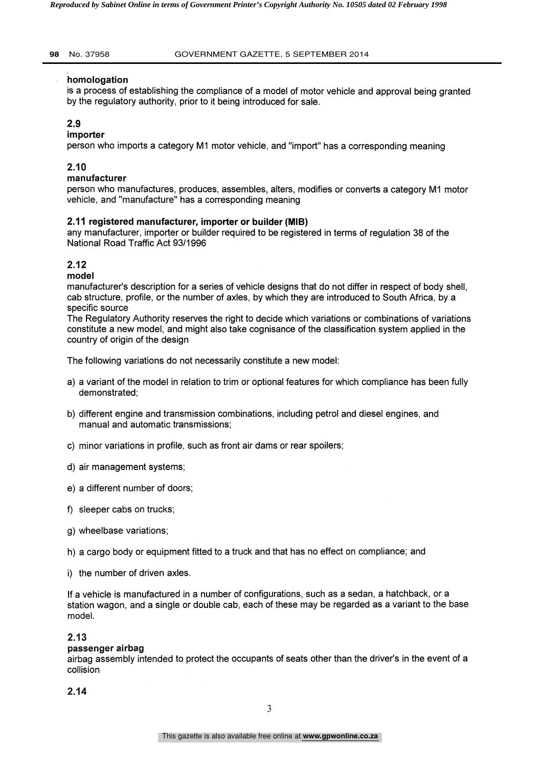**homologation**
is a process of establishing the compliance of a model of motor vehicle and approval being granted by the regulatory authority, prior to it being introduced for sale.

**2.9**
**importer**
person who imports a category M1 motor vehicle, and "import" has a corresponding meaning

**2.10**
**manufacturer**
person who manufactures, produces, assembles, alters, modifies or converts a category M1 motor vehicle, and "manufacture" has a corresponding meaning

**2.11 registered manufacturer, importer or builder (MIB)**
any manufacturer, importer or builder required to be registered in terms of regulation 38 of the National Road Traffic Act 93/1996

**2.12**
**model**
manufacturer's description for a series of vehicle designs that do not differ in respect of body shell, cab structure, profile, or the number of axles, by which they are introduced to South Africa, by a specific source
The Regulatory Authority reserves the right to decide which variations or combinations of variations constitute a new model, and might also take cognisance of the classification system applied in the country of origin of the design

The following variations do not necessarily constitute a new model:

a) a variant of the model in relation to trim or optional features for which compliance has been fully demonstrated;

b) different engine and transmission combinations, including petrol and diesel engines, and manual and automatic transmissions;

c) minor variations in profile, such as front air dams or rear spoilers;

d) air management systems;

e) a different number of doors;

f) sleeper cabs on trucks;

g) wheelbase variations;

h) a cargo body or equipment fitted to a truck and that has no effect on compliance; and

i) the number of driven axles.

If a vehicle is manufactured in a number of configurations, such as a sedan, a hatchback, or a station wagon, and a single or double cab, each of these may be regarded as a variant to the base model.

**2.13**
**passenger airbag**
airbag assembly intended to protect the occupants of seats other than the driver's in the event of a collision

**2.14**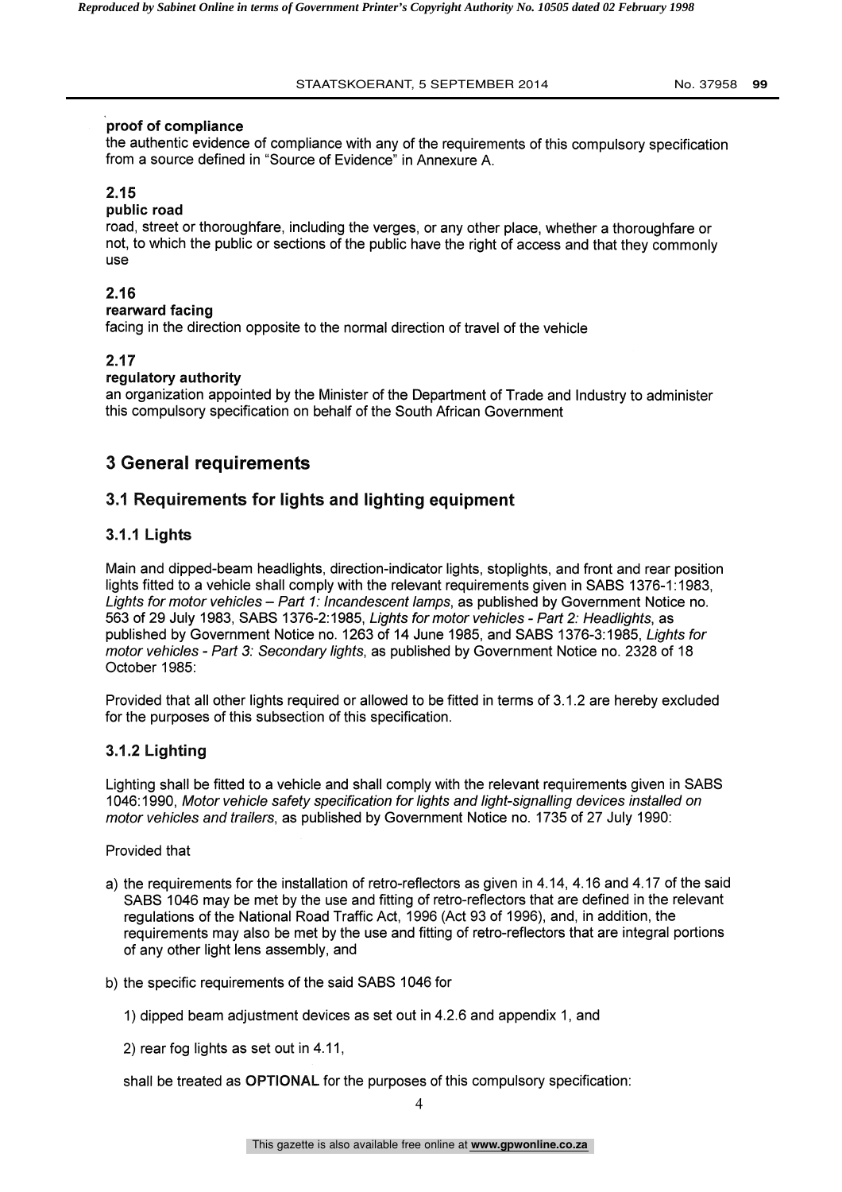**proof of compliance**

the authentic evidence of compliance with any of the requirements of this compulsory specification from a source defined in "Source of Evidence" in Annexure A.

**2.15**

**public road**

road, street or thoroughfare, including the verges, or any other place, whether a thoroughfare or not, to which the public or sections of the public have the right of access and that they commonly use

**2.16**

**rearward facing**

facing in the direction opposite to the normal direction of travel of the vehicle

**2.17**

**regulatory authority**

an organization appointed by the Minister of the Department of Trade and Industry to administer this compulsory specification on behalf of the South African Government

# 3 General requirements

## 3.1 Requirements for lights and lighting equipment

### 3.1.1 Lights

Main and dipped-beam headlights, direction-indicator lights, stoplights, and front and rear position lights fitted to a vehicle shall comply with the relevant requirements given in SABS 1376-1:1983, *Lights for motor vehicles – Part 1: Incandescent lamps*, as published by Government Notice no. 563 of 29 July 1983, SABS 1376-2:1985, *Lights for motor vehicles - Part 2: Headlights*, as published by Government Notice no. 1263 of 14 June 1985, and SABS 1376-3:1985, *Lights for motor vehicles - Part 3: Secondary lights*, as published by Government Notice no. 2328 of 18 October 1985:

Provided that all other lights required or allowed to be fitted in terms of 3.1.2 are hereby excluded for the purposes of this subsection of this specification.

### 3.1.2 Lighting

Lighting shall be fitted to a vehicle and shall comply with the relevant requirements given in SABS 1046:1990, *Motor vehicle safety specification for lights and light-signalling devices installed on motor vehicles and trailers*, as published by Government Notice no. 1735 of 27 July 1990:

Provided that

a) the requirements for the installation of retro-reflectors as given in 4.14, 4.16 and 4.17 of the said SABS 1046 may be met by the use and fitting of retro-reflectors that are defined in the relevant regulations of the National Road Traffic Act, 1996 (Act 93 of 1996), and, in addition, the requirements may also be met by the use and fitting of retro-reflectors that are integral portions of any other light lens assembly, and

b) the specific requirements of the said SABS 1046 for

   1) dipped beam adjustment devices as set out in 4.2.6 and appendix 1, and

   2) rear fog lights as set out in 4.11,

   shall be treated as **OPTIONAL** for the purposes of this compulsory specification: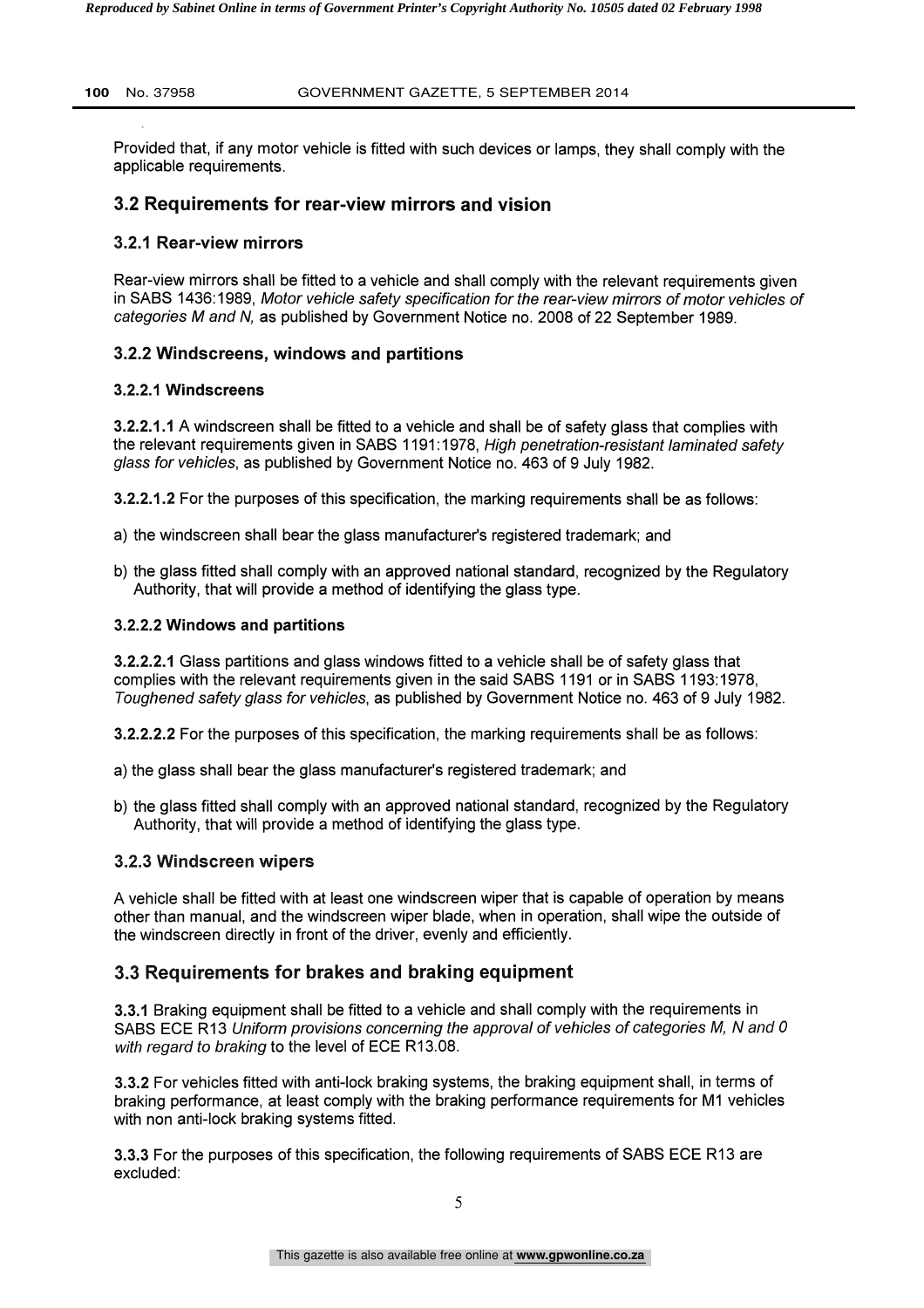Provided that, if any motor vehicle is fitted with such devices or lamps, they shall comply with the applicable requirements.

## 3.2 Requirements for rear-view mirrors and vision

### 3.2.1 Rear-view mirrors

Rear-view mirrors shall be fitted to a vehicle and shall comply with the relevant requirements given in SABS 1436:1989, *Motor vehicle safety specification for the rear-view mirrors of motor vehicles of categories M and N,* as published by Government Notice no. 2008 of 22 September 1989.

### 3.2.2 Windscreens, windows and partitions

#### 3.2.2.1 Windscreens

**3.2.2.1.1** A windscreen shall be fitted to a vehicle and shall be of safety glass that complies with the relevant requirements given in SABS 1191:1978, *High penetration-resistant laminated safety glass for vehicles*, as published by Government Notice no. 463 of 9 July 1982.

**3.2.2.1.2** For the purposes of this specification, the marking requirements shall be as follows:

a) the windscreen shall bear the glass manufacturer's registered trademark; and

b) the glass fitted shall comply with an approved national standard, recognized by the Regulatory Authority, that will provide a method of identifying the glass type.

#### 3.2.2.2 Windows and partitions

**3.2.2.2.1** Glass partitions and glass windows fitted to a vehicle shall be of safety glass that complies with the relevant requirements given in the said SABS 1191 or in SABS 1193:1978, *Toughened safety glass for vehicles*, as published by Government Notice no. 463 of 9 July 1982.

**3.2.2.2.2** For the purposes of this specification, the marking requirements shall be as follows:

a) the glass shall bear the glass manufacturer's registered trademark; and

b) the glass fitted shall comply with an approved national standard, recognized by the Regulatory Authority, that will provide a method of identifying the glass type.

### 3.2.3 Windscreen wipers

A vehicle shall be fitted with at least one windscreen wiper that is capable of operation by means other than manual, and the windscreen wiper blade, when in operation, shall wipe the outside of the windscreen directly in front of the driver, evenly and efficiently.

## 3.3 Requirements for brakes and braking equipment

**3.3.1** Braking equipment shall be fitted to a vehicle and shall comply with the requirements in SABS ECE R13 *Uniform provisions concerning the approval of vehicles of categories M, N and 0 with regard to braking* to the level of ECE R13.08.

**3.3.2** For vehicles fitted with anti-lock braking systems, the braking equipment shall, in terms of braking performance, at least comply with the braking performance requirements for M1 vehicles with non anti-lock braking systems fitted.

**3.3.3** For the purposes of this specification, the following requirements of SABS ECE R13 are excluded: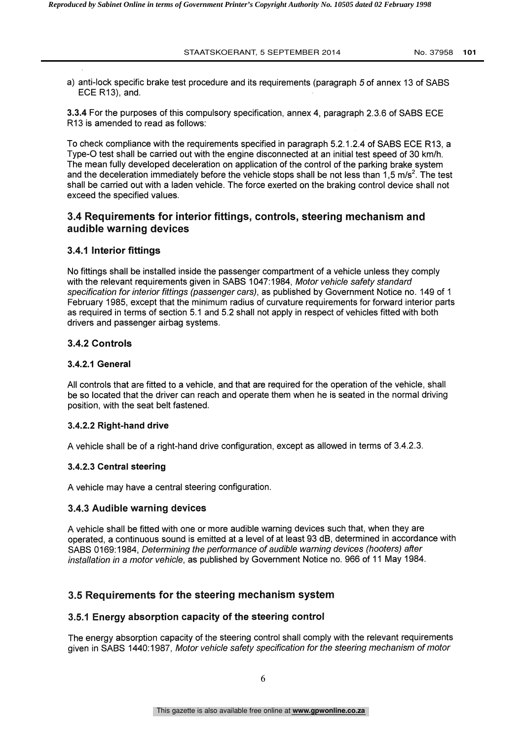a) anti-lock specific brake test procedure and its requirements (paragraph *5* of annex 13 of SABS ECE R13), and.

**3.3.4** For the purposes of this compulsory specification, annex 4, paragraph 2.3.6 of SABS ECE R13 is amended to read as follows:

To check compliance with the requirements specified in paragraph 5.2.1.2.4 of SABS ECE R13, a Type-O test shall be carried out with the engine disconnected at an initial test speed of 30 km/h. The mean fully developed deceleration on application of the control of the parking brake system and the deceleration immediately before the vehicle stops shall be not less than 1,5 $m/s^2$. The test shall be carried out with a laden vehicle. The force exerted on the braking control device shall not exceed the specified values.

## 3.4 Requirements for interior fittings, controls, steering mechanism and audible warning devices

### 3.4.1 Interior fittings

No fittings shall be installed inside the passenger compartment of a vehicle unless they comply with the relevant requirements given in SABS 1047:1984, *Motor vehicle safety standard specification for interior fittings (passenger cars)*, as published by Government Notice no. 149 of 1 February 1985, except that the minimum radius of curvature requirements for forward interior parts as required in terms of section 5.1 and 5.2 shall not apply in respect of vehicles fitted with both drivers and passenger airbag systems.

### 3.4.2 Controls

#### 3.4.2.1 General

All controls that are fitted to a vehicle, and that are required for the operation of the vehicle, shall be so located that the driver can reach and operate them when he is seated in the normal driving position, with the seat belt fastened.

#### 3.4.2.2 Right-hand drive

A vehicle shall be of a right-hand drive configuration, except as allowed in terms of 3.4.2.3.

#### 3.4.2.3 Central steering

A vehicle may have a central steering configuration.

### 3.4.3 Audible warning devices

A vehicle shall be fitted with one or more audible warning devices such that, when they are operated, a continuous sound is emitted at a level of at least 93 dB, determined in accordance with SABS 0169:1984, *Determining the performance of audible warning devices (hooters) after installation in a motor vehicle*, as published by Government Notice no. 966 of 11 May 1984.

## 3.5 Requirements for the steering mechanism system

### 3.5.1 Energy absorption capacity of the steering control

The energy absorption capacity of the steering control shall comply with the relevant requirements given in SABS 1440:1987, *Motor vehicle safety specification for the steering mechanism of motor*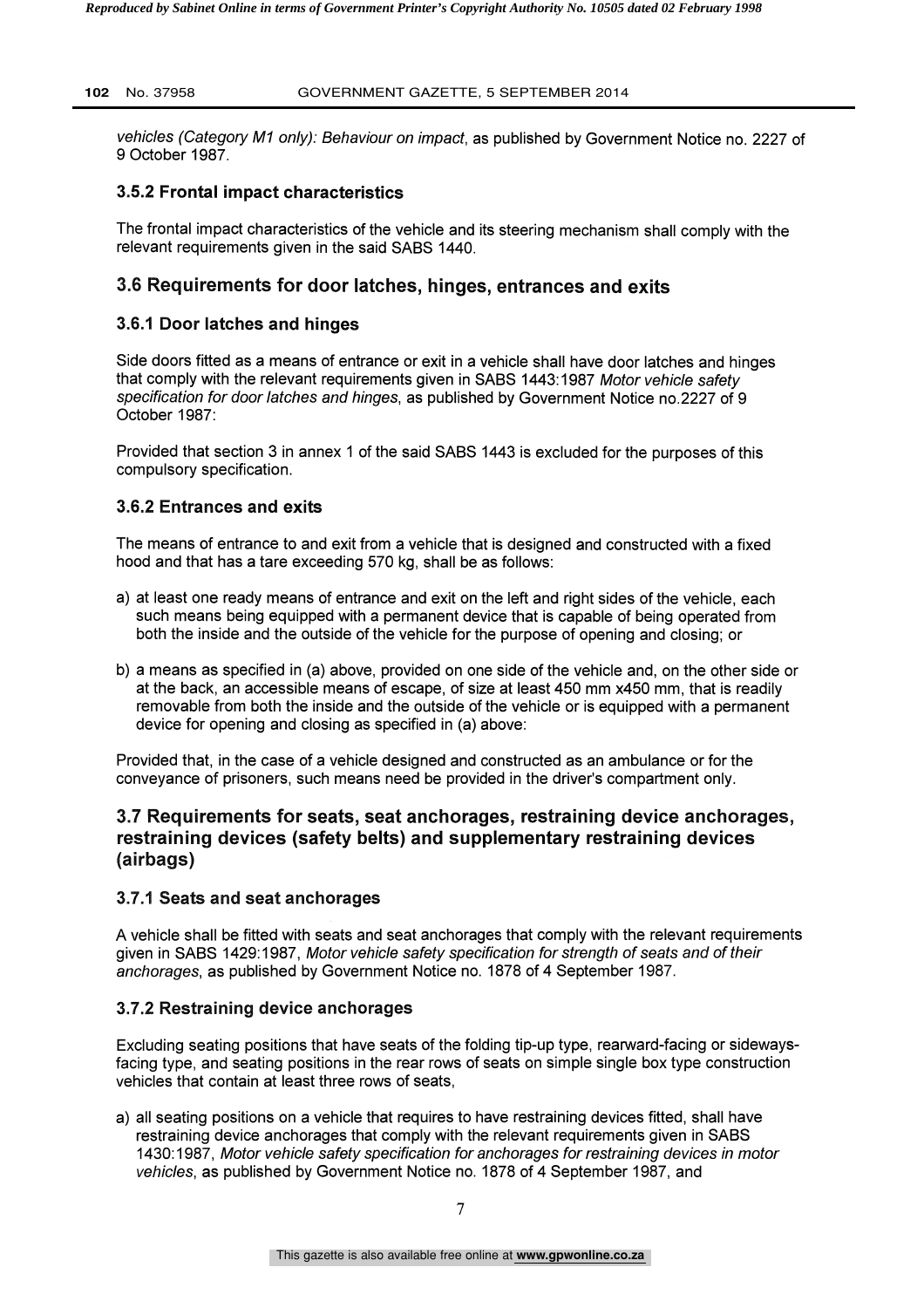*vehicles (Category M1 only): Behaviour on impact*, as published by Government Notice no. 2227 of 9 October 1987.

### 3.5.2 Frontal impact characteristics

The frontal impact characteristics of the vehicle and its steering mechanism shall comply with the relevant requirements given in the said SABS 1440.

## 3.6 Requirements for door latches, hinges, entrances and exits

### 3.6.1 Door latches and hinges

Side doors fitted as a means of entrance or exit in a vehicle shall have door latches and hinges that comply with the relevant requirements given in SABS 1443:1987 *Motor vehicle safety specification for door latches and hinges*, as published by Government Notice no.2227 of 9 October 1987:

Provided that section 3 in annex 1 of the said SABS 1443 is excluded for the purposes of this compulsory specification.

### 3.6.2 Entrances and exits

The means of entrance to and exit from a vehicle that is designed and constructed with a fixed hood and that has a tare exceeding 570 kg, shall be as follows:

a) at least one ready means of entrance and exit on the left and right sides of the vehicle, each such means being equipped with a permanent device that is capable of being operated from both the inside and the outside of the vehicle for the purpose of opening and closing; or

b) a means as specified in (a) above, provided on one side of the vehicle and, on the other side or at the back, an accessible means of escape, of size at least 450 mm x450 mm, that is readily removable from both the inside and the outside of the vehicle or is equipped with a permanent device for opening and closing as specified in (a) above:

Provided that, in the case of a vehicle designed and constructed as an ambulance or for the conveyance of prisoners, such means need be provided in the driver's compartment only.

## 3.7 Requirements for seats, seat anchorages, restraining device anchorages, restraining devices (safety belts) and supplementary restraining devices (airbags)

### 3.7.1 Seats and seat anchorages

A vehicle shall be fitted with seats and seat anchorages that comply with the relevant requirements given in SABS 1429:1987, *Motor vehicle safety specification for strength of seats and of their anchorages*, as published by Government Notice no. 1878 of 4 September 1987.

### 3.7.2 Restraining device anchorages

Excluding seating positions that have seats of the folding tip-up type, rearward-facing or sideways-facing type, and seating positions in the rear rows of seats on simple single box type construction vehicles that contain at least three rows of seats,

a) all seating positions on a vehicle that requires to have restraining devices fitted, shall have restraining device anchorages that comply with the relevant requirements given in SABS 1430:1987, *Motor vehicle safety specification for anchorages for restraining devices in motor vehicles*, as published by Government Notice no. 1878 of 4 September 1987, and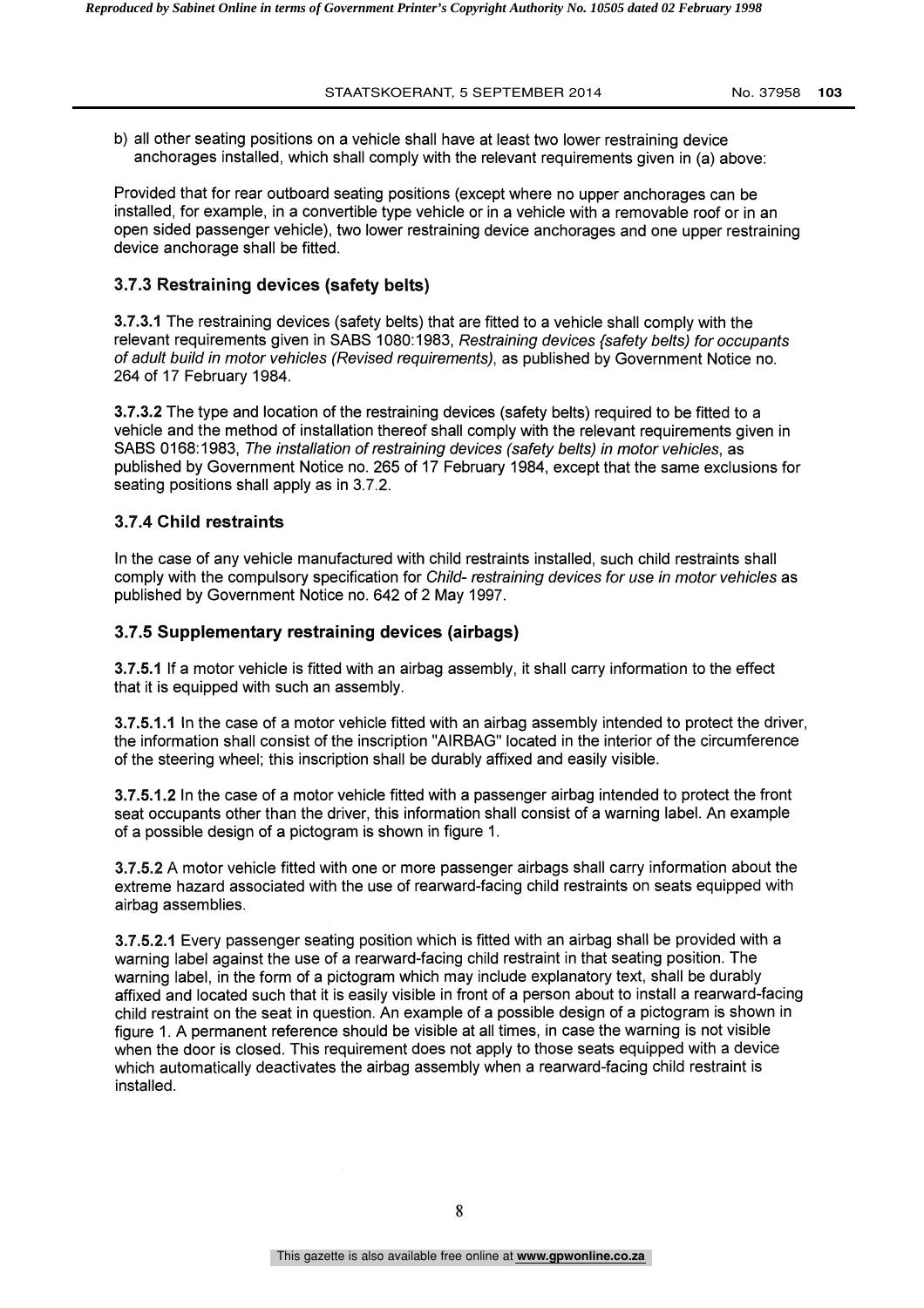b) all other seating positions on a vehicle shall have at least two lower restraining device anchorages installed, which shall comply with the relevant requirements given in (a) above:

Provided that for rear outboard seating positions (except where no upper anchorages can be installed, for example, in a convertible type vehicle or in a vehicle with a removable roof or in an open sided passenger vehicle), two lower restraining device anchorages and one upper restraining device anchorage shall be fitted.

### 3.7.3 Restraining devices (safety belts)

**3.7.3.1** The restraining devices (safety belts) that are fitted to a vehicle shall comply with the relevant requirements given in SABS 1080:1983, *Restraining devices {safety belts) for occupants of adult build in motor vehicles (Revised requirements)*, as published by Government Notice no. 264 of 17 February 1984.

**3.7.3.2** The type and location of the restraining devices (safety belts) required to be fitted to a vehicle and the method of installation thereof shall comply with the relevant requirements given in SABS 0168:1983, *The installation of restraining devices (safety belts) in motor vehicles*, as published by Government Notice no. 265 of 17 February 1984, except that the same exclusions for seating positions shall apply as in 3.7.2.

### 3.7.4 Child restraints

In the case of any vehicle manufactured with child restraints installed, such child restraints shall comply with the compulsory specification for *Child- restraining devices for use in motor vehicles* as published by Government Notice no. 642 of 2 May 1997.

### 3.7.5 Supplementary restraining devices (airbags)

**3.7.5.1** If a motor vehicle is fitted with an airbag assembly, it shall carry information to the effect that it is equipped with such an assembly.

**3.7.5.1.1** In the case of a motor vehicle fitted with an airbag assembly intended to protect the driver, the information shall consist of the inscription "AIRBAG" located in the interior of the circumference of the steering wheel; this inscription shall be durably affixed and easily visible.

**3.7.5.1.2** In the case of a motor vehicle fitted with a passenger airbag intended to protect the front seat occupants other than the driver, this information shall consist of a warning label. An example of a possible design of a pictogram is shown in figure 1.

**3.7.5.2** A motor vehicle fitted with one or more passenger airbags shall carry information about the extreme hazard associated with the use of rearward-facing child restraints on seats equipped with airbag assemblies.

**3.7.5.2.1** Every passenger seating position which is fitted with an airbag shall be provided with a warning label against the use of a rearward-facing child restraint in that seating position. The warning label, in the form of a pictogram which may include explanatory text, shall be durably affixed and located such that it is easily visible in front of a person about to install a rearward-facing child restraint on the seat in question. An example of a possible design of a pictogram is shown in figure 1. A permanent reference should be visible at all times, in case the warning is not visible when the door is closed. This requirement does not apply to those seats equipped with a device which automatically deactivates the airbag assembly when a rearward-facing child restraint is installed.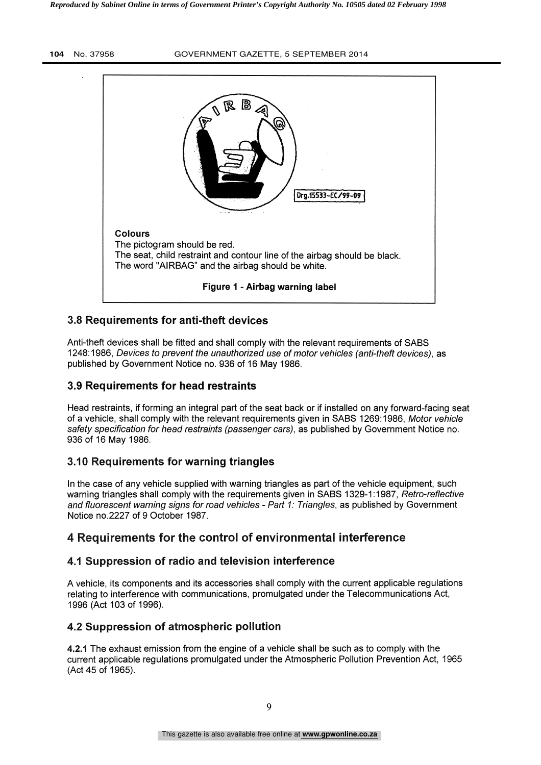Colours

The pictogram should be red.

The seat, child restraint and contour line of the airbag should be black.

The word "AIRBAG" and the airbag should be white.

**Figure 1 - Airbag warning label**

### 3.8 Requirements for anti-theft devices

Anti-theft devices shall be fitted and shall comply with the relevant requirements of SABS 1248:1986, *Devices to prevent the unauthorized use of motor vehicles (anti-theft devices)*, as published by Government Notice no. 936 of 16 May 1986.

### 3.9 Requirements for head restraints

Head restraints, if forming an integral part of the seat back or if installed on any forward-facing seat of a vehicle, shall comply with the relevant requirements given in SABS 1269:1986, *Motor vehicle safety specification for head restraints (passenger cars)*, as published by Government Notice no. 936 of 16 May 1986.

### 3.10 Requirements for warning triangles

In the case of any vehicle supplied with warning triangles as part of the vehicle equipment, such warning triangles shall comply with the requirements given in SABS 1329-1:1987, *Retro-reflective and fluorescent warning signs for road vehicles - Part 1: Triangles*, as published by Government Notice no.2227 of 9 October 1987.

## 4 Requirements for the control of environmental interference

### 4.1 Suppression of radio and television interference

A vehicle, its components and its accessories shall comply with the current applicable regulations relating to interference with communications, promulgated under the Telecommunications Act, 1996 (Act 103 of 1996).

### 4.2 Suppression of atmospheric pollution

**4.2.1** The exhaust emission from the engine of a vehicle shall be such as to comply with the current applicable regulations promulgated under the Atmospheric Pollution Prevention Act, 1965 (Act 45 of 1965).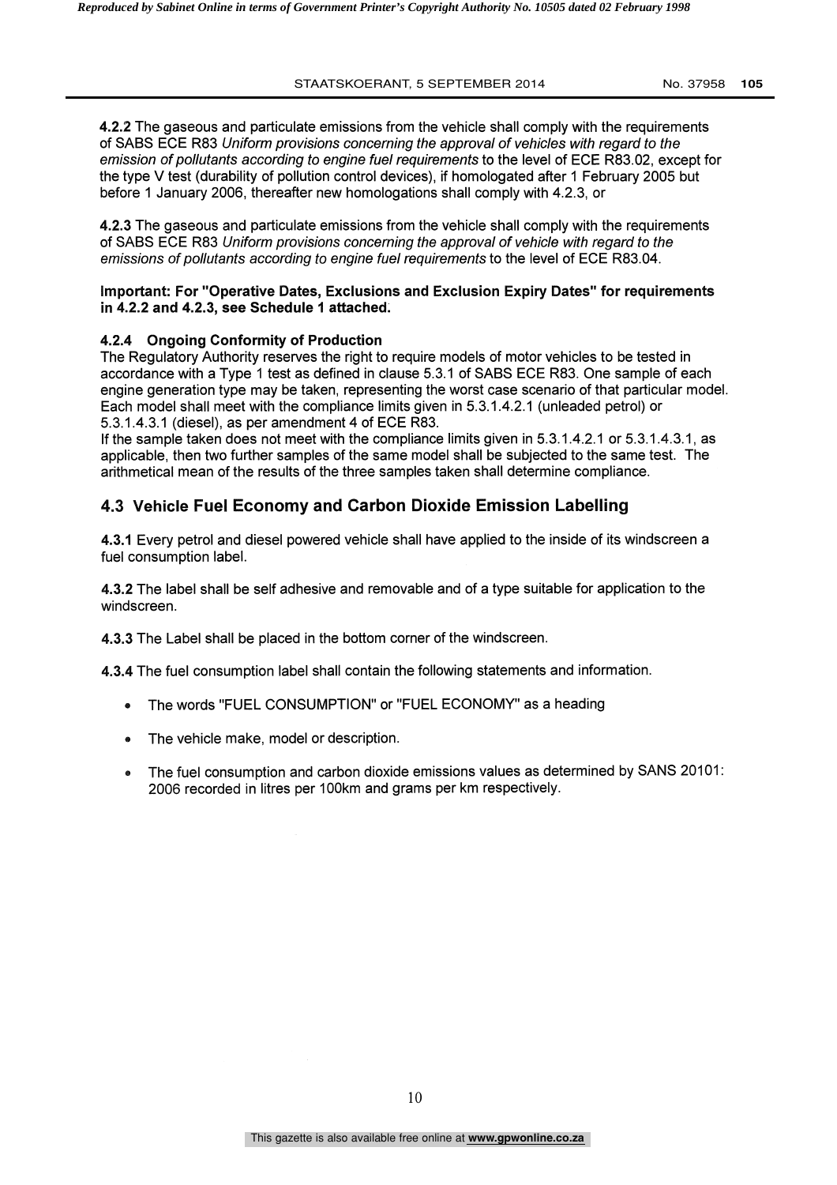**4.2.2** The gaseous and particulate emissions from the vehicle shall comply with the requirements of SABS ECE R83 *Uniform provisions concerning the approval of vehicles with regard to the emission of pollutants according to engine fuel requirements* to the level of ECE R83.02, except for the type V test (durability of pollution control devices), if homologated after 1 February 2005 but before 1 January 2006, thereafter new homologations shall comply with 4.2.3, or

**4.2.3** The gaseous and particulate emissions from the vehicle shall comply with the requirements of SABS ECE R83 *Uniform provisions concerning the approval of vehicle with regard to the emissions of pollutants according to engine fuel requirements* to the level of ECE R83.04.

**Important: For "Operative Dates, Exclusions and Exclusion Expiry Dates" for requirements in 4.2.2 and 4.2.3, see Schedule 1 attached.**

#### 4.2.4 Ongoing Conformity of Production

The Regulatory Authority reserves the right to require models of motor vehicles to be tested in accordance with a Type 1 test as defined in clause 5.3.1 of SABS ECE R83. One sample of each engine generation type may be taken, representing the worst case scenario of that particular model. Each model shall meet with the compliance limits given in 5.3.1.4.2.1 (unleaded petrol) or 5.3.1.4.3.1 (diesel), as per amendment 4 of ECE R83.
If the sample taken does not meet with the compliance limits given in 5.3.1.4.2.1 or 5.3.1.4.3.1, as applicable, then two further samples of the same model shall be subjected to the same test. The arithmetical mean of the results of the three samples taken shall determine compliance.

### 4.3 Vehicle Fuel Economy and Carbon Dioxide Emission Labelling

**4.3.1** Every petrol and diesel powered vehicle shall have applied to the inside of its windscreen a fuel consumption label.

**4.3.2** The label shall be self adhesive and removable and of a type suitable for application to the windscreen.

**4.3.3** The Label shall be placed in the bottom corner of the windscreen.

**4.3.4** The fuel consumption label shall contain the following statements and information.

- The words "FUEL CONSUMPTION" or "FUEL ECONOMY" as a heading
- The vehicle make, model or description.
- The fuel consumption and carbon dioxide emissions values as determined by SANS 20101: 2006 recorded in litres per 100km and grams per km respectively.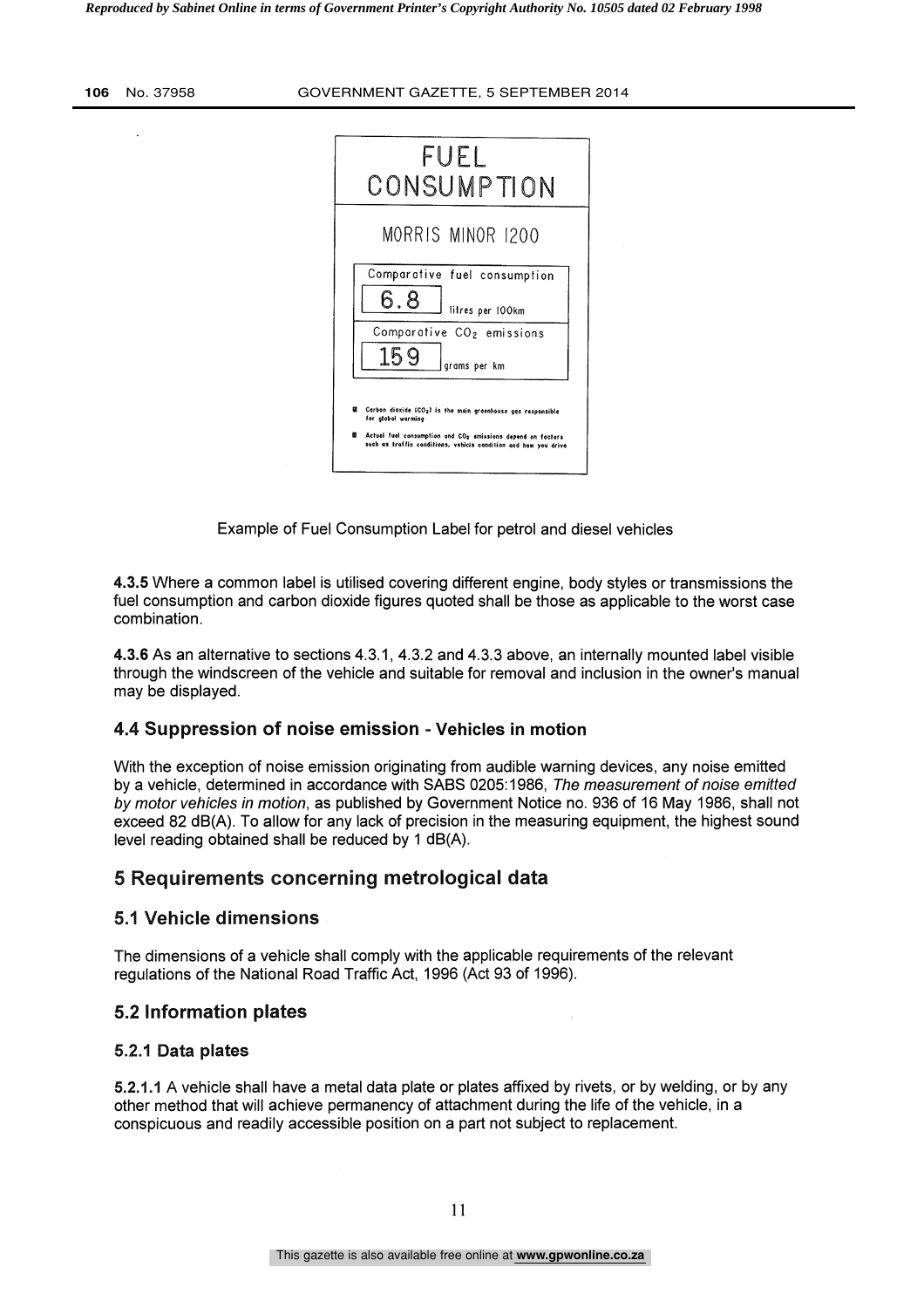FUEL CONSUMPTION

MORRIS MINOR 1200

| Comparative fuel consumption | |
|---|---|
| 6.8 | litres per 100km |
| Comparative $CO_2$ emissions | |
| 159 | grams per km |

- Carbon dioxide ($CO_2$) is the main greenhouse gas responsible for global warming
- Actual fuel consumption and $CO_2$ emissions depend on factors such as traffic conditions, vehicle condition and how you drive

Example of Fuel Consumption Label for petrol and diesel vehicles

**4.3.5** Where a common label is utilised covering different engine, body styles or transmissions the fuel consumption and carbon dioxide figures quoted shall be those as applicable to the worst case combination.

**4.3.6** As an alternative to sections 4.3.1, 4.3.2 and 4.3.3 above, an internally mounted label visible through the windscreen of the vehicle and suitable for removal and inclusion in the owner's manual may be displayed.

### 4.4 Suppression of noise emission - Vehicles in motion

With the exception of noise emission originating from audible warning devices, any noise emitted by a vehicle, determined in accordance with SABS 0205:1986, *The measurement of noise emitted by motor vehicles in motion*, as published by Government Notice no. 936 of 16 May 1986, shall not exceed 82 dB(A). To allow for any lack of precision in the measuring equipment, the highest sound level reading obtained shall be reduced by 1 dB(A).

## 5 Requirements concerning metrological data

### 5.1 Vehicle dimensions

The dimensions of a vehicle shall comply with the applicable requirements of the relevant regulations of the National Road Traffic Act, 1996 (Act 93 of 1996).

### 5.2 Information plates

#### 5.2.1 Data plates

**5.2.1.1** A vehicle shall have a metal data plate or plates affixed by rivets, or by welding, or by any other method that will achieve permanency of attachment during the life of the vehicle, in a conspicuous and readily accessible position on a part not subject to replacement.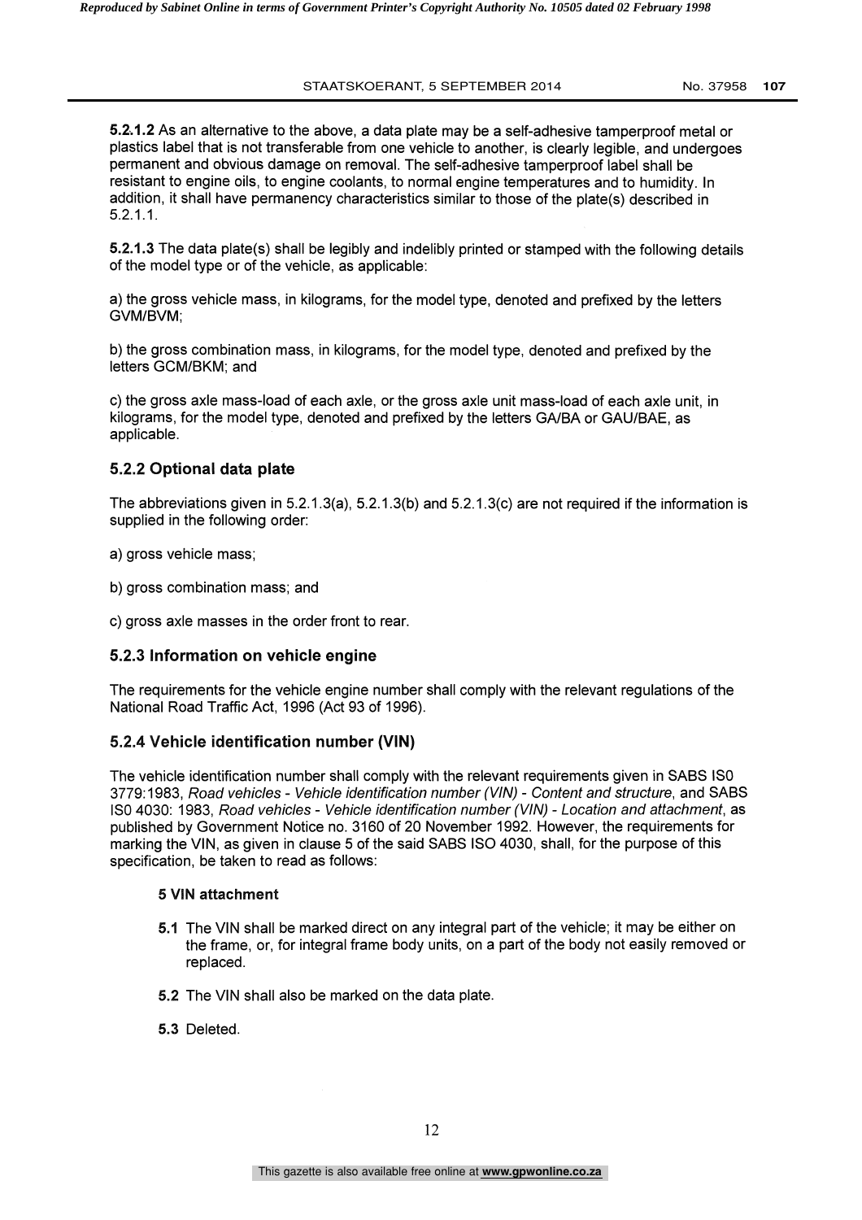**5.2.1.2** As an alternative to the above, a data plate may be a self-adhesive tamperproof metal or plastics label that is not transferable from one vehicle to another, is clearly legible, and undergoes permanent and obvious damage on removal. The self-adhesive tamperproof label shall be resistant to engine oils, to engine coolants, to normal engine temperatures and to humidity. In addition, it shall have permanency characteristics similar to those of the plate(s) described in 5.2.1.1.

**5.2.1.3** The data plate(s) shall be legibly and indelibly printed or stamped with the following details of the model type or of the vehicle, as applicable:

a) the gross vehicle mass, in kilograms, for the model type, denoted and prefixed by the letters GVM/BVM;

b) the gross combination mass, in kilograms, for the model type, denoted and prefixed by the letters GCM/BKM; and

c) the gross axle mass-load of each axle, or the gross axle unit mass-load of each axle unit, in kilograms, for the model type, denoted and prefixed by the letters GA/BA or GAU/BAE, as applicable.

### 5.2.2 Optional data plate

The abbreviations given in 5.2.1.3(a), 5.2.1.3(b) and 5.2.1.3(c) are not required if the information is supplied in the following order:

a) gross vehicle mass;

b) gross combination mass; and

c) gross axle masses in the order front to rear.

### 5.2.3 Information on vehicle engine

The requirements for the vehicle engine number shall comply with the relevant regulations of the National Road Traffic Act, 1996 (Act 93 of 1996).

### 5.2.4 Vehicle identification number (VIN)

The vehicle identification number shall comply with the relevant requirements given in SABS IS0 3779:1983, *Road vehicles - Vehicle identification number (VIN) - Content and structure*, and SABS IS0 4030: 1983, *Road vehicles - Vehicle identification number (VIN) - Location and attachment*, as published by Government Notice no. 3160 of 20 November 1992. However, the requirements for marking the VIN, as given in clause 5 of the said SABS ISO 4030, shall, for the purpose of this specification, be taken to read as follows:

**5 VIN attachment**

**5.1** The VIN shall be marked direct on any integral part of the vehicle; it may be either on the frame, or, for integral frame body units, on a part of the body not easily removed or replaced.

**5.2** The VIN shall also be marked on the data plate.

**5.3** Deleted.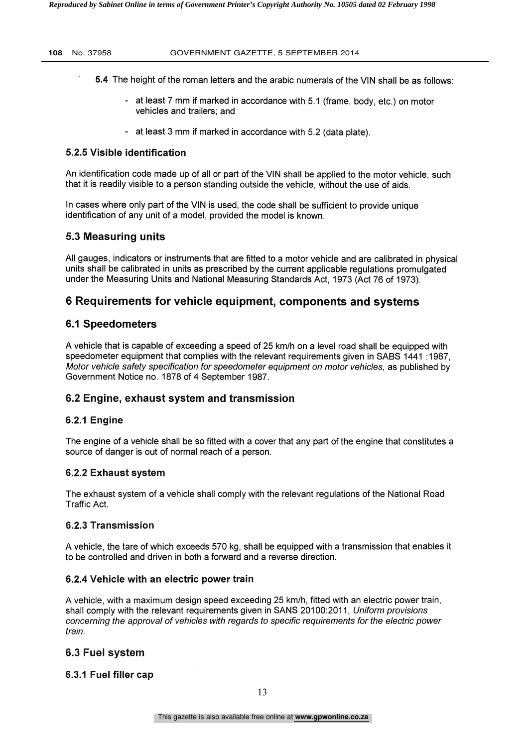**5.4** The height of the roman letters and the arabic numerals of the VIN shall be as follows:

- at least 7 mm if marked in accordance with 5.1 (frame, body, etc.) on motor vehicles and trailers; and
- at least 3 mm if marked in accordance with 5.2 (data plate).

### 5.2.5 Visible identification

An identification code made up of all or part of the VIN shall be applied to the motor vehicle, such that it is readily visible to a person standing outside the vehicle, without the use of aids.

In cases where only part of the VIN is used, the code shall be sufficient to provide unique identification of any unit of a model, provided the model is known.

## 5.3 Measuring units

All gauges, indicators or instruments that are fitted to a motor vehicle and are calibrated in physical units shall be calibrated in units as prescribed by the current applicable regulations promulgated under the Measuring Units and National Measuring Standards Act, 1973 (Act 76 of 1973).

# 6 Requirements for vehicle equipment, components and systems

## 6.1 Speedometers

A vehicle that is capable of exceeding a speed of 25 km/h on a level road shall be equipped with speedometer equipment that complies with the relevant requirements given in SABS 1441 :1987, *Motor vehicle safety specification for speedometer equipment on motor vehicles,* as published by Government Notice no. 1878 of 4 September 1987.

## 6.2 Engine, exhaust system and transmission

### 6.2.1 Engine

The engine of a vehicle shall be so fitted with a cover that any part of the engine that constitutes a source of danger is out of normal reach of a person.

### 6.2.2 Exhaust system

The exhaust system of a vehicle shall comply with the relevant regulations of the National Road Traffic Act.

### 6.2.3 Transmission

A vehicle, the tare of which exceeds 570 kg, shall be equipped with a transmission that enables it to be controlled and driven in both a forward and a reverse direction.

### 6.2.4 Vehicle with an electric power train

A vehicle, with a maximum design speed exceeding 25 km/h, fitted with an electric power train, shall comply with the relevant requirements given in SANS 20100:2011, *Uniform provisions concerning the approval of vehicles with regards to specific requirements for the electric power train.*

## 6.3 Fuel system

### 6.3.1 Fuel filler cap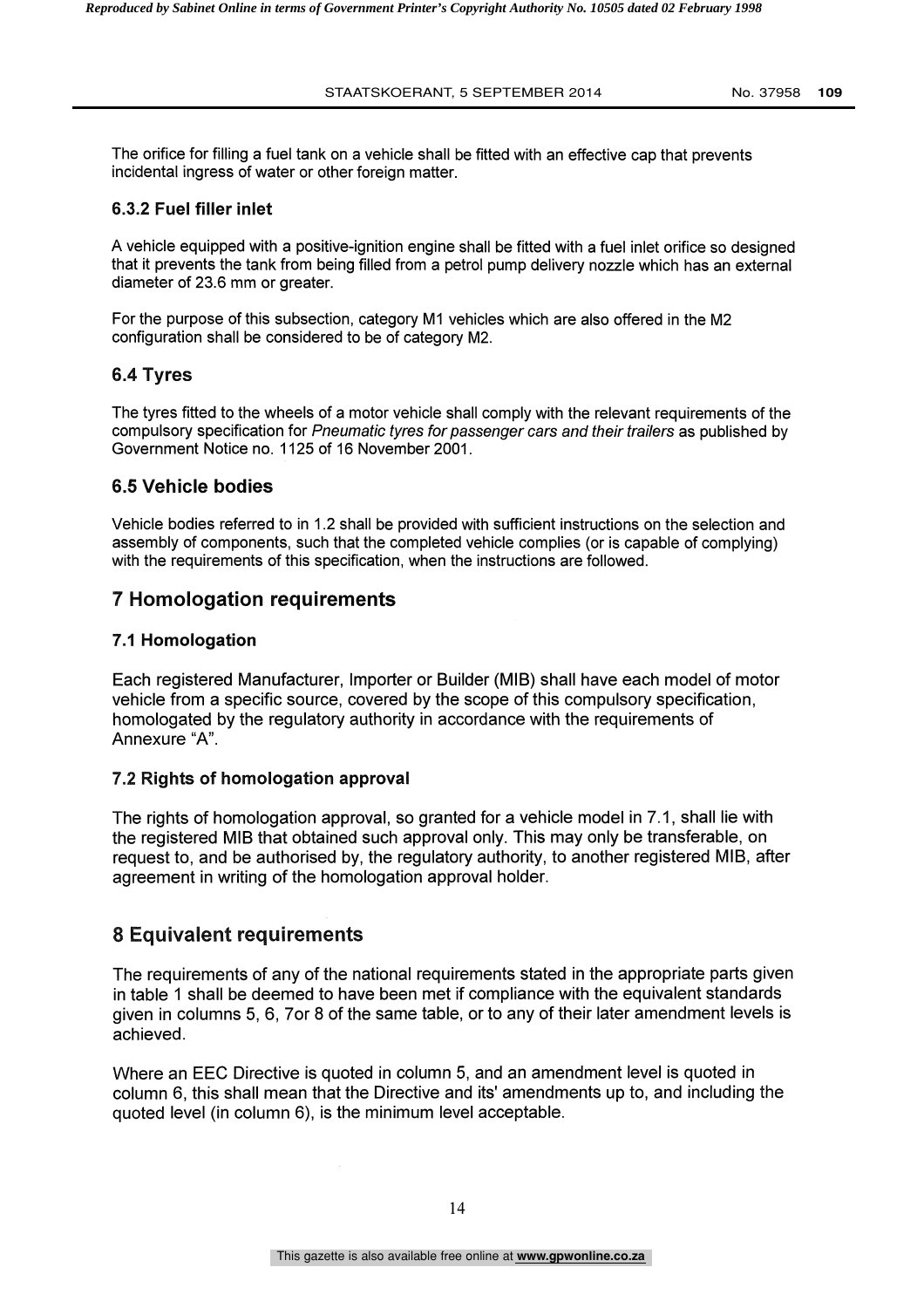The orifice for filling a fuel tank on a vehicle shall be fitted with an effective cap that prevents incidental ingress of water or other foreign matter.

### 6.3.2 Fuel filler inlet

A vehicle equipped with a positive-ignition engine shall be fitted with a fuel inlet orifice so designed that it prevents the tank from being filled from a petrol pump delivery nozzle which has an external diameter of 23.6 mm or greater.

For the purpose of this subsection, category M1 vehicles which are also offered in the M2 configuration shall be considered to be of category M2.

## 6.4 Tyres

The tyres fitted to the wheels of a motor vehicle shall comply with the relevant requirements of the compulsory specification for *Pneumatic tyres for passenger cars and their trailers* as published by Government Notice no. 1125 of 16 November 2001.

## 6.5 Vehicle bodies

Vehicle bodies referred to in 1.2 shall be provided with sufficient instructions on the selection and assembly of components, such that the completed vehicle complies (or is capable of complying) with the requirements of this specification, when the instructions are followed.

# 7 Homologation requirements

### 7.1 Homologation

Each registered Manufacturer, Importer or Builder (MIB) shall have each model of motor vehicle from a specific source, covered by the scope of this compulsory specification, homologated by the regulatory authority in accordance with the requirements of Annexure "A".

### 7.2 Rights of homologation approval

The rights of homologation approval, so granted for a vehicle model in 7.1, shall lie with the registered MIB that obtained such approval only. This may only be transferable, on request to, and be authorised by, the regulatory authority, to another registered MIB, after agreement in writing of the homologation approval holder.

# 8 Equivalent requirements

The requirements of any of the national requirements stated in the appropriate parts given in table 1 shall be deemed to have been met if compliance with the equivalent standards given in columns 5, 6, 7or 8 of the same table, or to any of their later amendment levels is achieved.

Where an EEC Directive is quoted in column 5, and an amendment level is quoted in column 6, this shall mean that the Directive and its' amendments up to, and including the quoted level (in column 6), is the minimum level acceptable.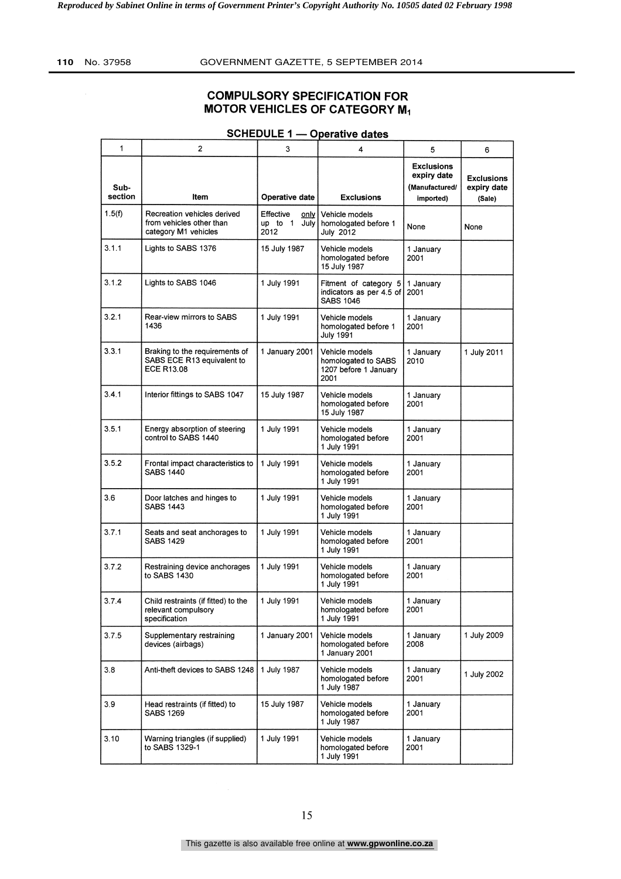## COMPULSORY SPECIFICATION FOR MOTOR VEHICLES OF CATEGORY $M_1$

### SCHEDULE 1 — Operative dates

| 1 | 2 | 3 | 4 | 5 | 6 |
|---|---|---|---|---|---|
| Sub-section | Item | Operative date | Exclusions | Exclusions expiry date (Manufactured/ imported) | Exclusions expiry date (Sale) |
| 1.5(f) | Recreation vehicles derived from vehicles other than category M1 vehicles | Effective only up to 1 July 2012 | Vehicle models homologated before 1 July 2012 | None | None |
| 3.1.1 | Lights to SABS 1376 | 15 July 1987 | Vehicle models homologated before 15 July 1987 | 1 January 2001 | |
| 3.1.2 | Lights to SABS 1046 | 1 July 1991 | Fitment of category 5 indicators as per 4.5 of SABS 1046 | 1 January 2001 | |
| 3.2.1 | Rear-view mirrors to SABS 1436 | 1 July 1991 | Vehicle models homologated before 1 July 1991 | 1 January 2001 | |
| 3.3.1 | Braking to the requirements of SABS ECE R13 equivalent to ECE R13.08 | 1 January 2001 | Vehicle models homologated to SABS 1207 before 1 January 2001 | 1 January 2010 | 1 July 2011 |
| 3.4.1 | Interior fittings to SABS 1047 | 15 July 1987 | Vehicle models homologated before 15 July 1987 | 1 January 2001 | |
| 3.5.1 | Energy absorption of steering control to SABS 1440 | 1 July 1991 | Vehicle models homologated before 1 July 1991 | 1 January 2001 | |
| 3.5.2 | Frontal impact characteristics to SABS 1440 | 1 July 1991 | Vehicle models homologated before 1 July 1991 | 1 January 2001 | |
| 3.6 | Door latches and hinges to SABS 1443 | 1 July 1991 | Vehicle models homologated before 1 July 1991 | 1 January 2001 | |
| 3.7.1 | Seats and seat anchorages to SABS 1429 | 1 July 1991 | Vehicle models homologated before 1 July 1991 | 1 January 2001 | |
| 3.7.2 | Restraining device anchorages to SABS 1430 | 1 July 1991 | Vehicle models homologated before 1 July 1991 | 1 January 2001 | |
| 3.7.4 | Child restraints (if fitted) to the relevant compulsory specification | 1 July 1991 | Vehicle models homologated before 1 July 1991 | 1 January 2001 | |
| 3.7.5 | Supplementary restraining devices (airbags) | 1 January 2001 | Vehicle models homologated before 1 January 2001 | 1 January 2008 | 1 July 2009 |
| 3.8 | Anti-theft devices to SABS 1248 | 1 July 1987 | Vehicle models homologated before 1 July 1987 | 1 January 2001 | 1 July 2002 |
| 3.9 | Head restraints (if fitted) to SABS 1269 | 15 July 1987 | Vehicle models homologated before 1 July 1987 | 1 January 2001 | |
| 3.10 | Warning triangles (if supplied) to SABS 1329-1 | 1 July 1991 | Vehicle models homologated before 1 July 1991 | 1 January 2001 | |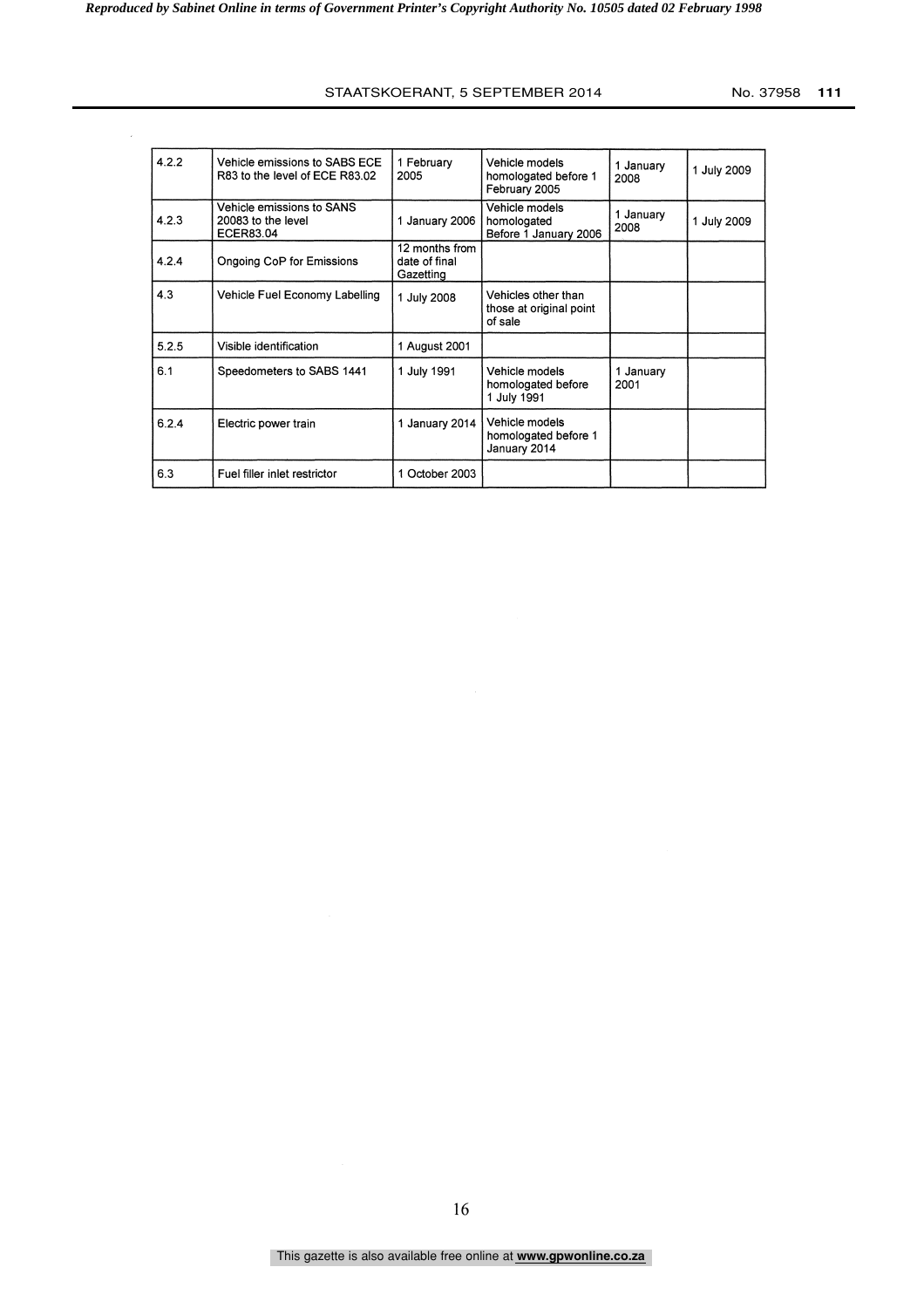| 4.2.2 | Vehicle emissions to SABS ECE R83 to the level of ECE R83.02 | 1 February 2005 | Vehicle models homologated before 1 February 2005 | 1 January 2008 | 1 July 2009 |
|---|---|---|---|---|---|
| 4.2.3 | Vehicle emissions to SANS 20083 to the level ECER83.04 | 1 January 2006 | Vehicle models homologated Before 1 January 2006 | 1 January 2008 | 1 July 2009 |
| 4.2.4 | Ongoing CoP for Emissions | 12 months from date of final Gazetting | | | |
| 4.3 | Vehicle Fuel Economy Labelling | 1 July 2008 | Vehicles other than those at original point of sale | | |
| 5.2.5 | Visible identification | 1 August 2001 | | | |
| 6.1 | Speedometers to SABS 1441 | 1 July 1991 | Vehicle models homologated before 1 July 1991 | 1 January 2001 | |
| 6.2.4 | Electric power train | 1 January 2014 | Vehicle models homologated before 1 January 2014 | | |
| 6.3 | Fuel filler inlet restrictor | 1 October 2003 | | | |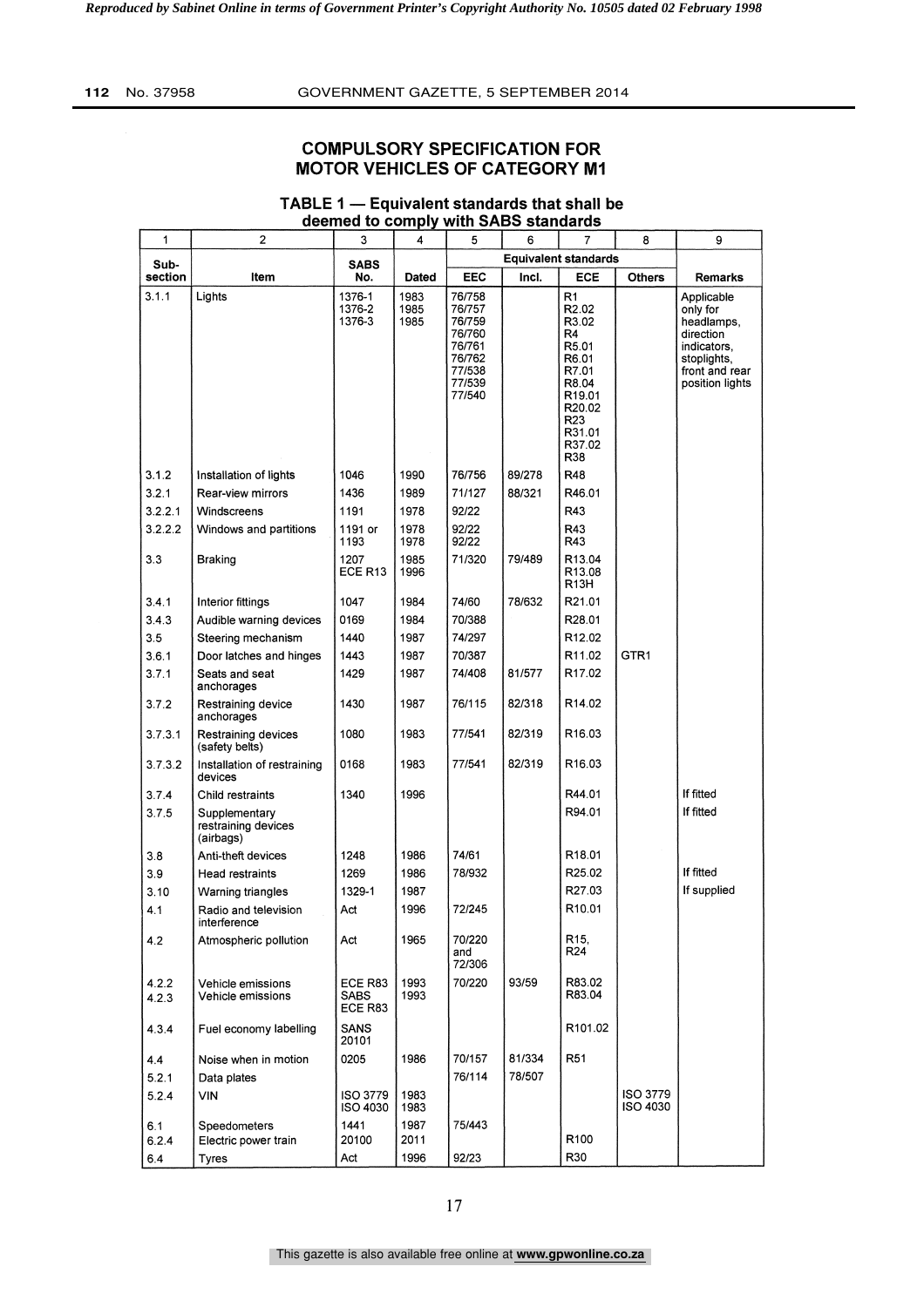## COMPULSORY SPECIFICATION FOR MOTOR VEHICLES OF CATEGORY M1

### TABLE 1 — Equivalent standards that shall be deemed to comply with SABS standards

| 1 | 2 | 3 | 4 | 5 | 6 | 7 | 8 | 9 |
|---|---|---|---|---|---|---|---|---|
| Sub-section | Item | SABS No. | Dated | Equivalent standards | | | | Remarks |
| | | | | EEC | Incl. | ECE | Others | |
| 3.1.1 | Lights | 1376-1<br>1376-2<br>1376-3 | 1983<br>1985<br>1985 | 76/758<br>76/757<br>76/759<br>76/760<br>76/761<br>76/762<br>77/538<br>77/539<br>77/540 | | R1<br>R2.02<br>R3.02<br>R4<br>R5.01<br>R6.01<br>R7.01<br>R8.04<br>R19.01<br>R20.02<br>R23<br>R31.01<br>R37.02<br>R38 | | Applicable only for headlamps, direction indicators, stoplights, front and rear position lights |
| 3.1.2 | Installation of lights | 1046 | 1990 | 76/756 | 89/278 | R48 | | |
| 3.2.1 | Rear-view mirrors | 1436 | 1989 | 71/127 | 88/321 | R46.01 | | |
| 3.2.2.1 | Windscreens | 1191 | 1978 | 92/22 | | R43 | | |
| 3.2.2.2 | Windows and partitions | 1191 or<br>1193 | 1978<br>1978 | 92/22<br>92/22 | | R43<br>R43 | | |
| 3.3 | Braking | 1207<br>ECE R13 | 1985<br>1996 | 71/320 | 79/489 | R13.04<br>R13.08<br>R13H | | |
| 3.4.1 | Interior fittings | 1047 | 1984 | 74/60 | 78/632 | R21.01 | | |
| 3.4.3 | Audible warning devices | 0169 | 1984 | 70/388 | | R28.01 | | |
| 3.5 | Steering mechanism | 1440 | 1987 | 74/297 | | R12.02 | | |
| 3.6.1 | Door latches and hinges | 1443 | 1987 | 70/387 | | R11.02 | GTR1 | |
| 3.7.1 | Seats and seat anchorages | 1429 | 1987 | 74/408 | 81/577 | R17.02 | | |
| 3.7.2 | Restraining device anchorages | 1430 | 1987 | 76/115 | 82/318 | R14.02 | | |
| 3.7.3.1 | Restraining devices (safety belts) | 1080 | 1983 | 77/541 | 82/319 | R16.03 | | |
| 3.7.3.2 | Installation of restraining devices | 0168 | 1983 | 77/541 | 82/319 | R16.03 | | |
| 3.7.4 | Child restraints | 1340 | 1996 | | | R44.01 | | If fitted |
| 3.7.5 | Supplementary restraining devices (airbags) | | | | | R94.01 | | If fitted |
| 3.8 | Anti-theft devices | 1248 | 1986 | 74/61 | | R18.01 | | |
| 3.9 | Head restraints | 1269 | 1986 | 78/932 | | R25.02 | | If fitted |
| 3.10 | Warning triangles | 1329-1 | 1987 | | | R27.03 | | If supplied |
| 4.1 | Radio and television interference | Act | 1996 | 72/245 | | R10.01 | | |
| 4.2 | Atmospheric pollution | Act | 1965 | 70/220 and 72/306 | | R15,<br>R24 | | |
| 4.2.2<br>4.2.3 | Vehicle emissions<br>Vehicle emissions | ECE R83<br>SABS ECE R83 | 1993<br>1993 | 70/220 | 93/59 | R83.02<br>R83.04 | | |
| 4.3.4 | Fuel economy labelling | SANS 20101 | | | | R101.02 | | |
| 4.4 | Noise when in motion | 0205 | 1986 | 70/157 | 81/334 | R51 | | |
| 5.2.1 | Data plates | | | 76/114 | 78/507 | | | |
| 5.2.4 | VIN | ISO 3779<br>ISO 4030 | 1983<br>1983 | | | | ISO 3779<br>ISO 4030 | |
| 6.1<br>6.2.4 | Speedometers<br>Electric power train | 1441<br>20100 | 1987<br>2011 | 75/443 | | R100 | | |
| 6.4 | Tyres | Act | 1996 | 92/23 | | R30 | | |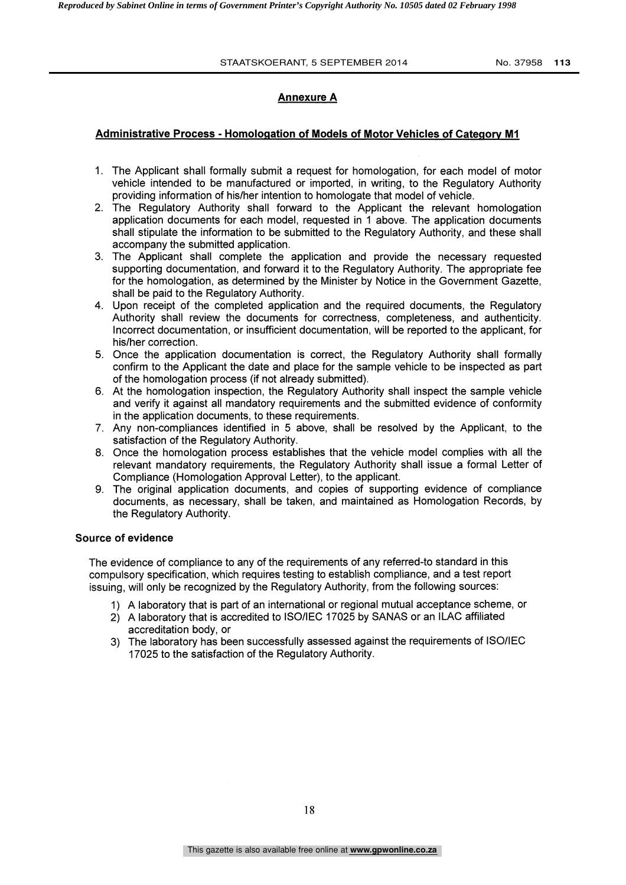## Annexure A

### Administrative Process - Homologation of Models of Motor Vehicles of Category M1

1. The Applicant shall formally submit a request for homologation, for each model of motor vehicle intended to be manufactured or imported, in writing, to the Regulatory Authority providing information of his/her intention to homologate that model of vehicle.
2. The Regulatory Authority shall forward to the Applicant the relevant homologation application documents for each model, requested in 1 above. The application documents shall stipulate the information to be submitted to the Regulatory Authority, and these shall accompany the submitted application.
3. The Applicant shall complete the application and provide the necessary requested supporting documentation, and forward it to the Regulatory Authority. The appropriate fee for the homologation, as determined by the Minister by Notice in the Government Gazette, shall be paid to the Regulatory Authority.
4. Upon receipt of the completed application and the required documents, the Regulatory Authority shall review the documents for correctness, completeness, and authenticity. Incorrect documentation, or insufficient documentation, will be reported to the applicant, for his/her correction.
5. Once the application documentation is correct, the Regulatory Authority shall formally confirm to the Applicant the date and place for the sample vehicle to be inspected as part of the homologation process (if not already submitted).
6. At the homologation inspection, the Regulatory Authority shall inspect the sample vehicle and verify it against all mandatory requirements and the submitted evidence of conformity in the application documents, to these requirements.
7. Any non-compliances identified in 5 above, shall be resolved by the Applicant, to the satisfaction of the Regulatory Authority.
8. Once the homologation process establishes that the vehicle model complies with all the relevant mandatory requirements, the Regulatory Authority shall issue a formal Letter of Compliance (Homologation Approval Letter), to the applicant.
9. The original application documents, and copies of supporting evidence of compliance documents, as necessary, shall be taken, and maintained as Homologation Records, by the Regulatory Authority.

**Source of evidence**

The evidence of compliance to any of the requirements of any referred-to standard in this compulsory specification, which requires testing to establish compliance, and a test report issuing, will only be recognized by the Regulatory Authority, from the following sources:

1) A laboratory that is part of an international or regional mutual acceptance scheme, or
2) A laboratory that is accredited to ISO/IEC 17025 by SANAS or an ILAC affiliated accreditation body, or
3) The laboratory has been successfully assessed against the requirements of ISO/IEC 17025 to the satisfaction of the Regulatory Authority.